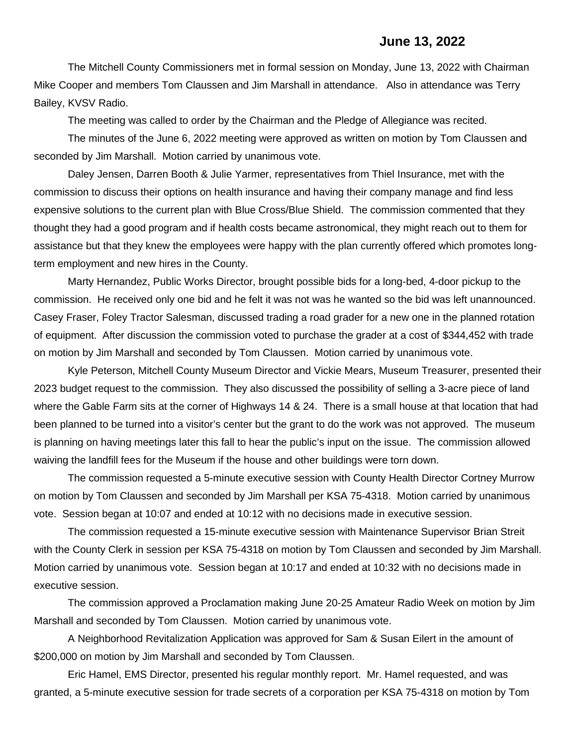**June 13, 2022**

The Mitchell County Commissioners met in formal session on Monday, June 13, 2022 with Chairman Mike Cooper and members Tom Claussen and Jim Marshall in attendance. Also in attendance was Terry Bailey, KVSV Radio.

The meeting was called to order by the Chairman and the Pledge of Allegiance was recited.

The minutes of the June 6, 2022 meeting were approved as written on motion by Tom Claussen and seconded by Jim Marshall. Motion carried by unanimous vote.

Daley Jensen, Darren Booth & Julie Yarmer, representatives from Thiel Insurance, met with the commission to discuss their options on health insurance and having their company manage and find less expensive solutions to the current plan with Blue Cross/Blue Shield. The commission commented that they thought they had a good program and if health costs became astronomical, they might reach out to them for assistance but that they knew the employees were happy with the plan currently offered which promotes long-term employment and new hires in the County.

Marty Hernandez, Public Works Director, brought possible bids for a long-bed, 4-door pickup to the commission. He received only one bid and he felt it was not was he wanted so the bid was left unannounced. Casey Fraser, Foley Tractor Salesman, discussed trading a road grader for a new one in the planned rotation of equipment. After discussion the commission voted to purchase the grader at a cost of $344,452 with trade on motion by Jim Marshall and seconded by Tom Claussen. Motion carried by unanimous vote.

Kyle Peterson, Mitchell County Museum Director and Vickie Mears, Museum Treasurer, presented their 2023 budget request to the commission. They also discussed the possibility of selling a 3-acre piece of land where the Gable Farm sits at the corner of Highways 14 & 24. There is a small house at that location that had been planned to be turned into a visitor's center but the grant to do the work was not approved. The museum is planning on having meetings later this fall to hear the public's input on the issue. The commission allowed waiving the landfill fees for the Museum if the house and other buildings were torn down.

The commission requested a 5-minute executive session with County Health Director Cortney Murrow on motion by Tom Claussen and seconded by Jim Marshall per KSA 75-4318. Motion carried by unanimous vote. Session began at 10:07 and ended at 10:12 with no decisions made in executive session.

The commission requested a 15-minute executive session with Maintenance Supervisor Brian Streit with the County Clerk in session per KSA 75-4318 on motion by Tom Claussen and seconded by Jim Marshall. Motion carried by unanimous vote. Session began at 10:17 and ended at 10:32 with no decisions made in executive session.

The commission approved a Proclamation making June 20-25 Amateur Radio Week on motion by Jim Marshall and seconded by Tom Claussen. Motion carried by unanimous vote.

A Neighborhood Revitalization Application was approved for Sam & Susan Eilert in the amount of $200,000 on motion by Jim Marshall and seconded by Tom Claussen.

Eric Hamel, EMS Director, presented his regular monthly report. Mr. Hamel requested, and was granted, a 5-minute executive session for trade secrets of a corporation per KSA 75-4318 on motion by Tom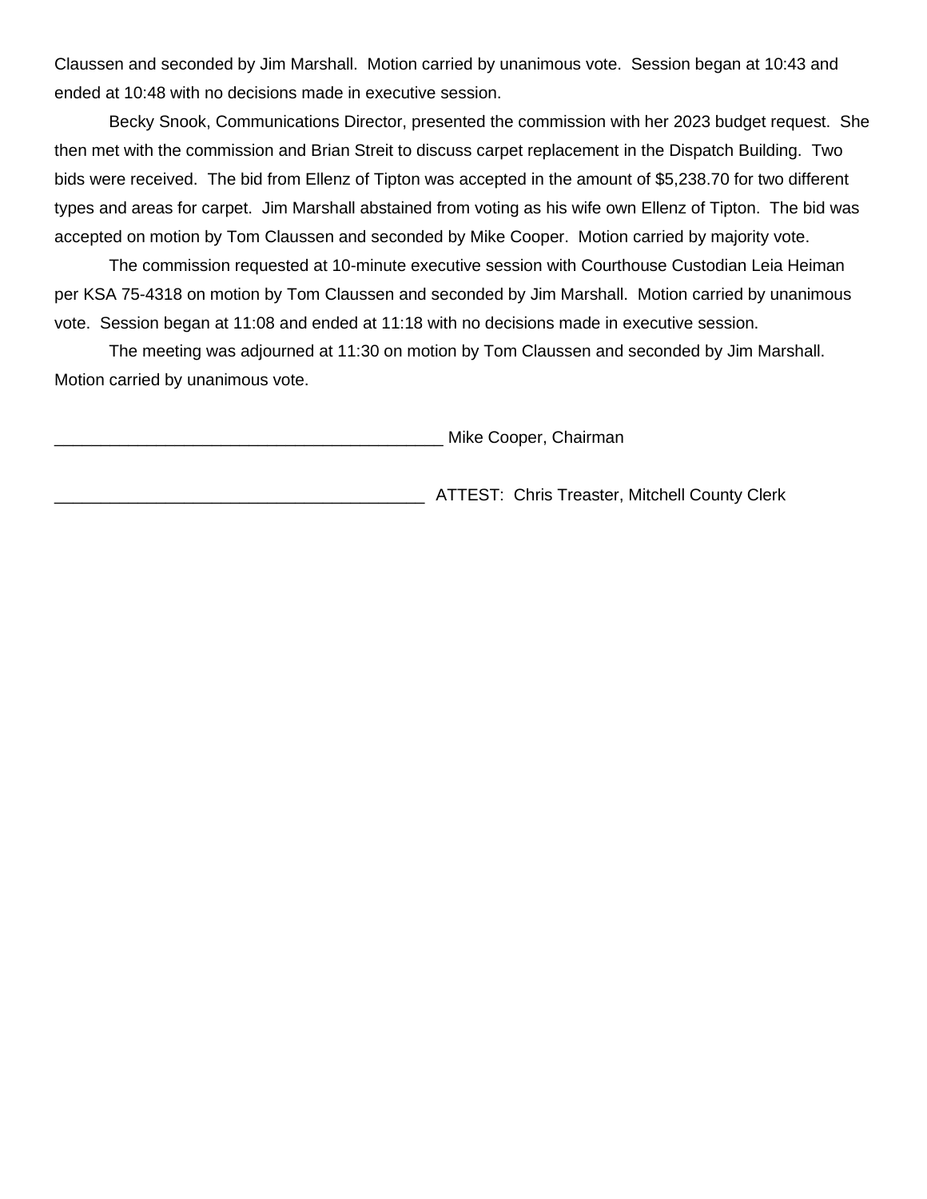Claussen and seconded by Jim Marshall. Motion carried by unanimous vote. Session began at 10:43 and ended at 10:48 with no decisions made in executive session.

Becky Snook, Communications Director, presented the commission with her 2023 budget request. She then met with the commission and Brian Streit to discuss carpet replacement in the Dispatch Building. Two bids were received. The bid from Ellenz of Tipton was accepted in the amount of $5,238.70 for two different types and areas for carpet. Jim Marshall abstained from voting as his wife own Ellenz of Tipton. The bid was accepted on motion by Tom Claussen and seconded by Mike Cooper. Motion carried by majority vote.

The commission requested at 10-minute executive session with Courthouse Custodian Leia Heiman per KSA 75-4318 on motion by Tom Claussen and seconded by Jim Marshall. Motion carried by unanimous vote. Session began at 11:08 and ended at 11:18 with no decisions made in executive session.

The meeting was adjourned at 11:30 on motion by Tom Claussen and seconded by Jim Marshall. Motion carried by unanimous vote.

__________________________________________ Mike Cooper, Chairman

________________________________________ ATTEST: Chris Treaster, Mitchell County Clerk